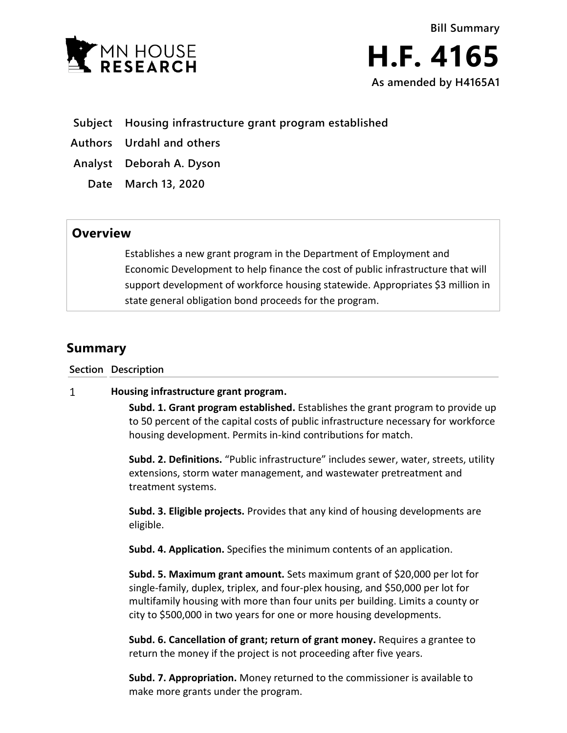MN HOUSE RESEARCH

Bill Summary

# H.F. 4165

**As amended by H4165A1**

| | |
|---|---|
| **Subject** | **Housing infrastructure grant program established** |
| **Authors** | **Urdahl and others** |
| **Analyst** | **Deborah A. Dyson** |
| **Date** | **March 13, 2020** |

## Overview

Establishes a new grant program in the Department of Employment and Economic Development to help finance the cost of public infrastructure that will support development of workforce housing statewide. Appropriates $3 million in state general obligation bond proceeds for the program.

## Summary

**Section Description**

1 **Housing infrastructure grant program.**

**Subd. 1. Grant program established.** Establishes the grant program to provide up to 50 percent of the capital costs of public infrastructure necessary for workforce housing development. Permits in-kind contributions for match.

**Subd. 2. Definitions.** "Public infrastructure" includes sewer, water, streets, utility extensions, storm water management, and wastewater pretreatment and treatment systems.

**Subd. 3. Eligible projects.** Provides that any kind of housing developments are eligible.

**Subd. 4. Application.** Specifies the minimum contents of an application.

**Subd. 5. Maximum grant amount.** Sets maximum grant of $20,000 per lot for single-family, duplex, triplex, and four-plex housing, and $50,000 per lot for multifamily housing with more than four units per building. Limits a county or city to $500,000 in two years for one or more housing developments.

**Subd. 6. Cancellation of grant; return of grant money.** Requires a grantee to return the money if the project is not proceeding after five years.

**Subd. 7. Appropriation.** Money returned to the commissioner is available to make more grants under the program.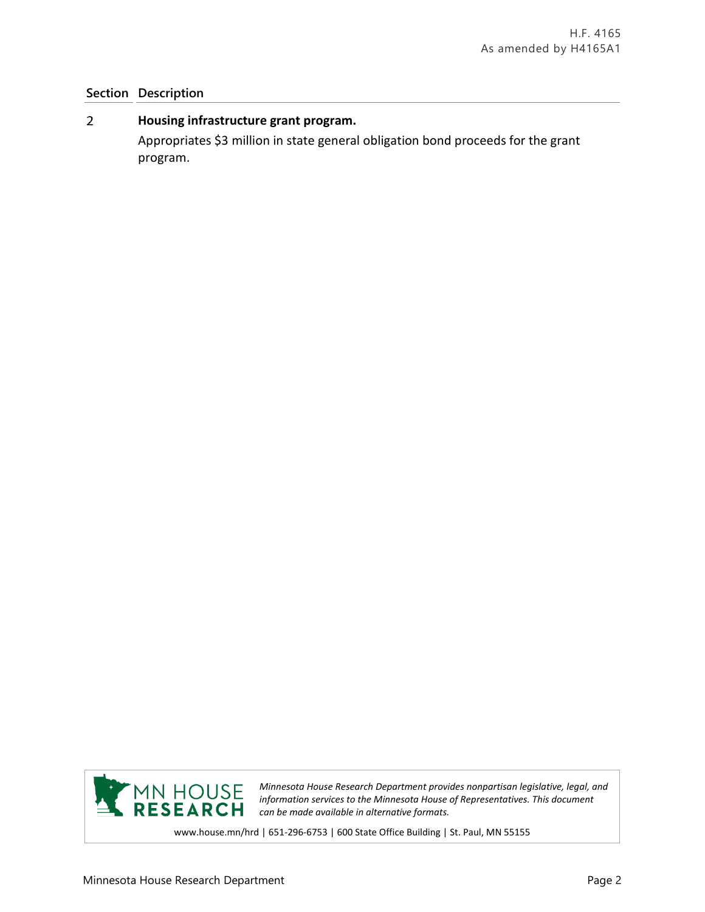| Section | Description |
|---|---|
| 2 | **Housing infrastructure grant program.** Appropriates $3 million in state general obligation bond proceeds for the grant program. |

*Minnesota House Research Department provides nonpartisan legislative, legal, and information services to the Minnesota House of Representatives. This document can be made available in alternative formats.*

www.house.mn/hrd | 651-296-6753 | 600 State Office Building | St. Paul, MN 55155